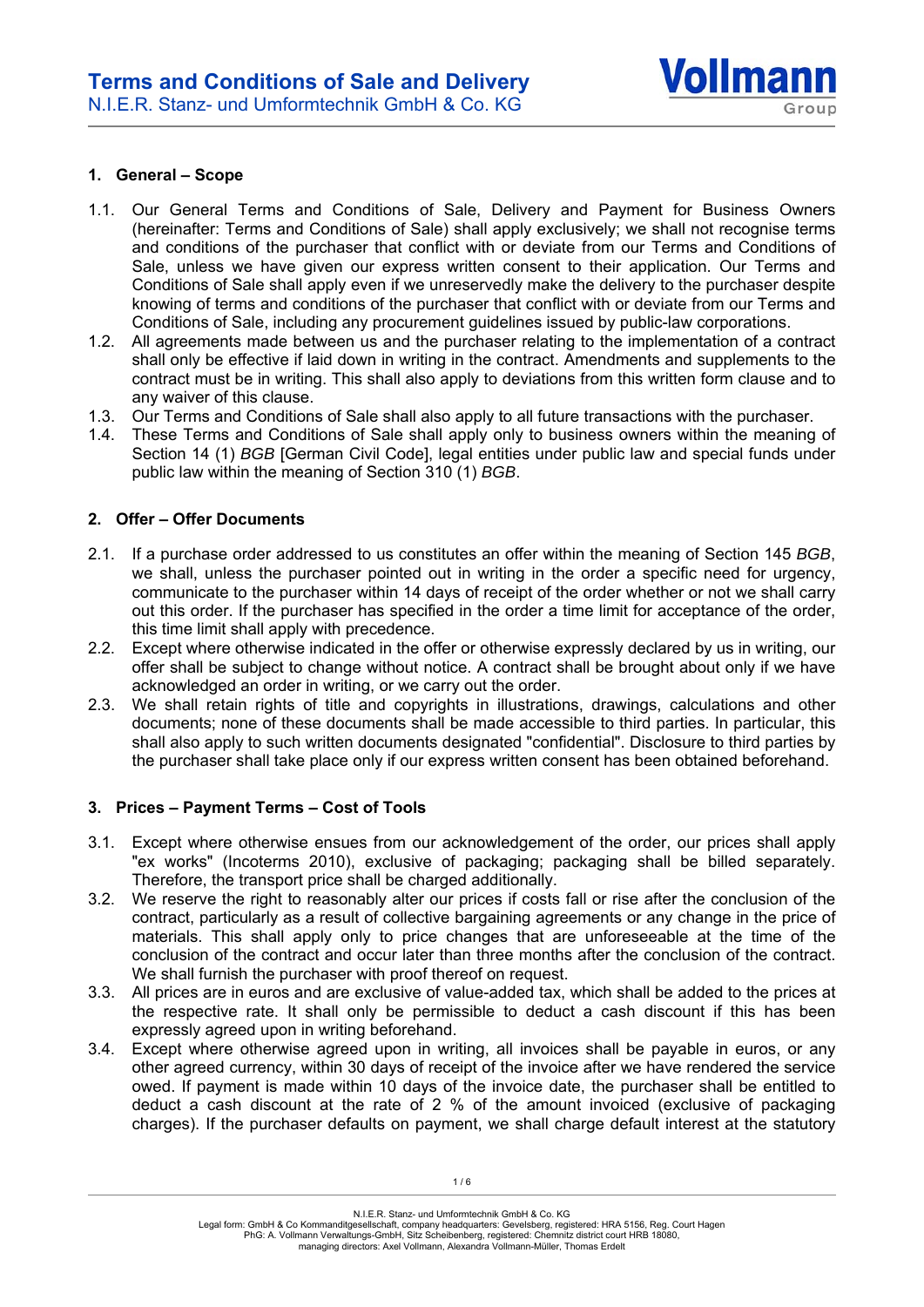# Terms and Conditions of Sale and Delivery

N.I.E.R. Stanz- und Umformtechnik GmbH & Co. KG

## 1. General – Scope

1.1. Our General Terms and Conditions of Sale, Delivery and Payment for Business Owners (hereinafter: Terms and Conditions of Sale) shall apply exclusively; we shall not recognise terms and conditions of the purchaser that conflict with or deviate from our Terms and Conditions of Sale, unless we have given our express written consent to their application. Our Terms and Conditions of Sale shall apply even if we unreservedly make the delivery to the purchaser despite knowing of terms and conditions of the purchaser that conflict with or deviate from our Terms and Conditions of Sale, including any procurement guidelines issued by public-law corporations.

1.2. All agreements made between us and the purchaser relating to the implementation of a contract shall only be effective if laid down in writing in the contract. Amendments and supplements to the contract must be in writing. This shall also apply to deviations from this written form clause and to any waiver of this clause.

1.3. Our Terms and Conditions of Sale shall also apply to all future transactions with the purchaser.

1.4. These Terms and Conditions of Sale shall apply only to business owners within the meaning of Section 14 (1) *BGB* [German Civil Code], legal entities under public law and special funds under public law within the meaning of Section 310 (1) *BGB*.

## 2. Offer – Offer Documents

2.1. If a purchase order addressed to us constitutes an offer within the meaning of Section 145 *BGB*, we shall, unless the purchaser pointed out in writing in the order a specific need for urgency, communicate to the purchaser within 14 days of receipt of the order whether or not we shall carry out this order. If the purchaser has specified in the order a time limit for acceptance of the order, this time limit shall apply with precedence.

2.2. Except where otherwise indicated in the offer or otherwise expressly declared by us in writing, our offer shall be subject to change without notice. A contract shall be brought about only if we have acknowledged an order in writing, or we carry out the order.

2.3. We shall retain rights of title and copyrights in illustrations, drawings, calculations and other documents; none of these documents shall be made accessible to third parties. In particular, this shall also apply to such written documents designated "confidential". Disclosure to third parties by the purchaser shall take place only if our express written consent has been obtained beforehand.

## 3. Prices – Payment Terms – Cost of Tools

3.1. Except where otherwise ensues from our acknowledgement of the order, our prices shall apply "ex works" (Incoterms 2010), exclusive of packaging; packaging shall be billed separately. Therefore, the transport price shall be charged additionally.

3.2. We reserve the right to reasonably alter our prices if costs fall or rise after the conclusion of the contract, particularly as a result of collective bargaining agreements or any change in the price of materials. This shall apply only to price changes that are unforeseeable at the time of the conclusion of the contract and occur later than three months after the conclusion of the contract. We shall furnish the purchaser with proof thereof on request.

3.3. All prices are in euros and are exclusive of value-added tax, which shall be added to the prices at the respective rate. It shall only be permissible to deduct a cash discount if this has been expressly agreed upon in writing beforehand.

3.4. Except where otherwise agreed upon in writing, all invoices shall be payable in euros, or any other agreed currency, within 30 days of receipt of the invoice after we have rendered the service owed. If payment is made within 10 days of the invoice date, the purchaser shall be entitled to deduct a cash discount at the rate of 2 % of the amount invoiced (exclusive of packaging charges). If the purchaser defaults on payment, we shall charge default interest at the statutory

N.I.E.R. Stanz- und Umformtechnik GmbH & Co. KG
Legal form: GmbH & Co Kommanditgesellschaft, company headquarters: Gevelsberg, registered: HRA 5156, Reg. Court Hagen
PhG: A. Vollmann Verwaltungs-GmbH, Sitz Scheibenberg, registered: Chemnitz district court HRB 18080,
managing directors: Axel Vollmann, Alexandra Vollmann-Müller, Thomas Erdelt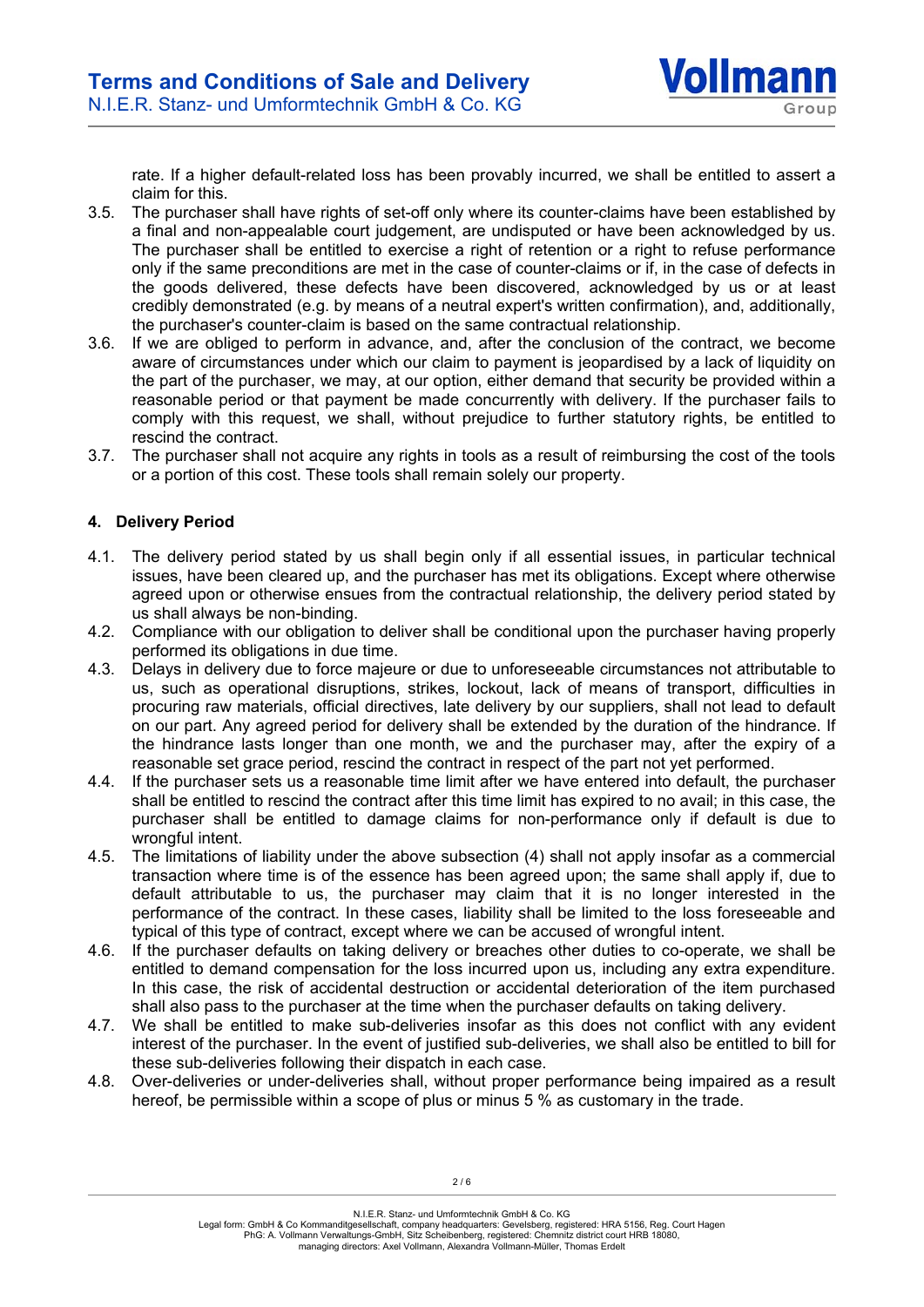rate. If a higher default-related loss has been provably incurred, we shall be entitled to assert a claim for this.

3.5. The purchaser shall have rights of set-off only where its counter-claims have been established by a final and non-appealable court judgement, are undisputed or have been acknowledged by us. The purchaser shall be entitled to exercise a right of retention or a right to refuse performance only if the same preconditions are met in the case of counter-claims or if, in the case of defects in the goods delivered, these defects have been discovered, acknowledged by us or at least credibly demonstrated (e.g. by means of a neutral expert's written confirmation), and, additionally, the purchaser's counter-claim is based on the same contractual relationship.

3.6. If we are obliged to perform in advance, and, after the conclusion of the contract, we become aware of circumstances under which our claim to payment is jeopardised by a lack of liquidity on the part of the purchaser, we may, at our option, either demand that security be provided within a reasonable period or that payment be made concurrently with delivery. If the purchaser fails to comply with this request, we shall, without prejudice to further statutory rights, be entitled to rescind the contract.

3.7. The purchaser shall not acquire any rights in tools as a result of reimbursing the cost of the tools or a portion of this cost. These tools shall remain solely our property.

## 4. Delivery Period

4.1. The delivery period stated by us shall begin only if all essential issues, in particular technical issues, have been cleared up, and the purchaser has met its obligations. Except where otherwise agreed upon or otherwise ensues from the contractual relationship, the delivery period stated by us shall always be non-binding.

4.2. Compliance with our obligation to deliver shall be conditional upon the purchaser having properly performed its obligations in due time.

4.3. Delays in delivery due to force majeure or due to unforeseeable circumstances not attributable to us, such as operational disruptions, strikes, lockout, lack of means of transport, difficulties in procuring raw materials, official directives, late delivery by our suppliers, shall not lead to default on our part. Any agreed period for delivery shall be extended by the duration of the hindrance. If the hindrance lasts longer than one month, we and the purchaser may, after the expiry of a reasonable set grace period, rescind the contract in respect of the part not yet performed.

4.4. If the purchaser sets us a reasonable time limit after we have entered into default, the purchaser shall be entitled to rescind the contract after this time limit has expired to no avail; in this case, the purchaser shall be entitled to damage claims for non-performance only if default is due to wrongful intent.

4.5. The limitations of liability under the above subsection (4) shall not apply insofar as a commercial transaction where time is of the essence has been agreed upon; the same shall apply if, due to default attributable to us, the purchaser may claim that it is no longer interested in the performance of the contract. In these cases, liability shall be limited to the loss foreseeable and typical of this type of contract, except where we can be accused of wrongful intent.

4.6. If the purchaser defaults on taking delivery or breaches other duties to co-operate, we shall be entitled to demand compensation for the loss incurred upon us, including any extra expenditure. In this case, the risk of accidental destruction or accidental deterioration of the item purchased shall also pass to the purchaser at the time when the purchaser defaults on taking delivery.

4.7. We shall be entitled to make sub-deliveries insofar as this does not conflict with any evident interest of the purchaser. In the event of justified sub-deliveries, we shall also be entitled to bill for these sub-deliveries following their dispatch in each case.

4.8. Over-deliveries or under-deliveries shall, without proper performance being impaired as a result hereof, be permissible within a scope of plus or minus 5 % as customary in the trade.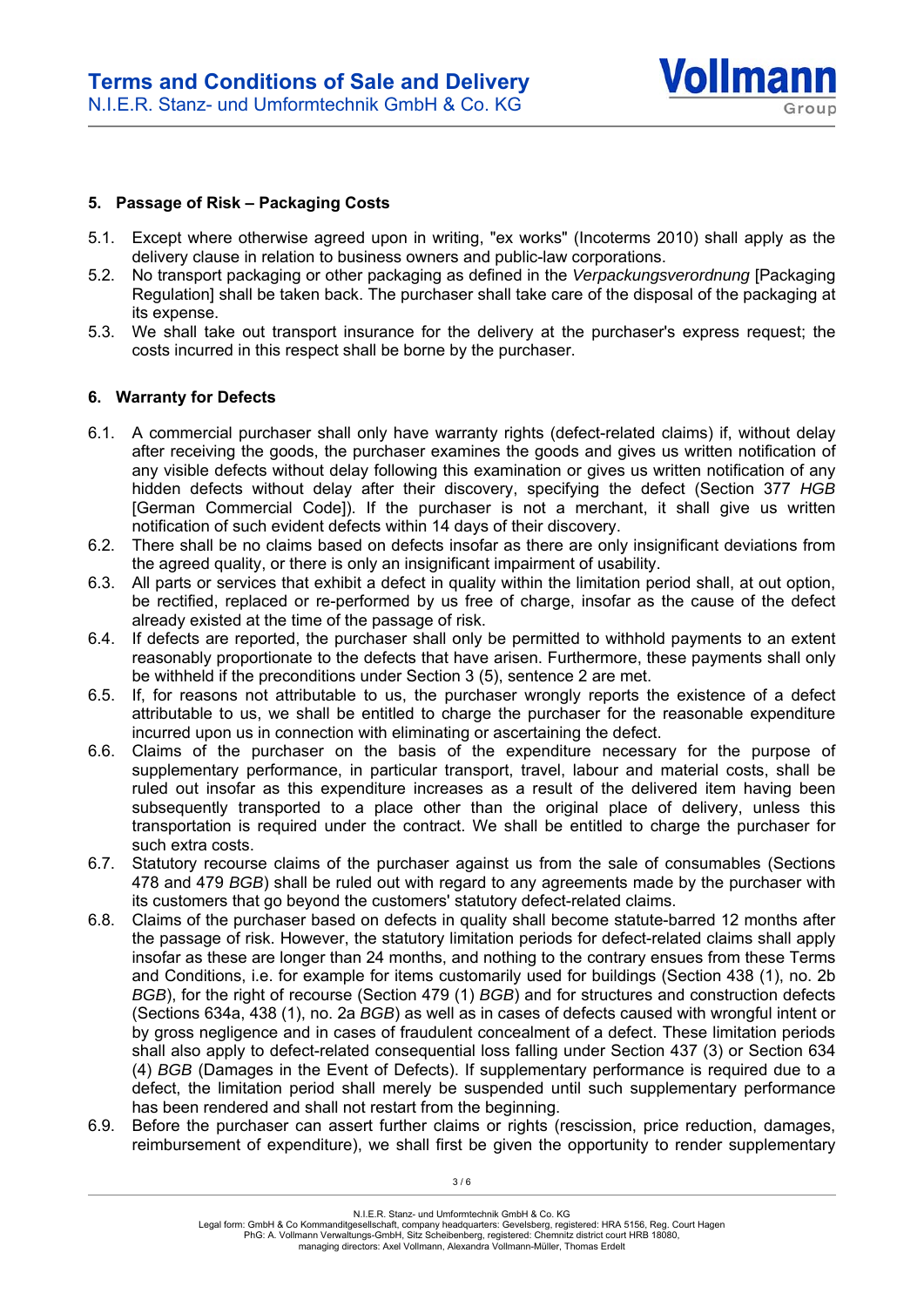## 5. Passage of Risk – Packaging Costs

5.1. Except where otherwise agreed upon in writing, "ex works" (Incoterms 2010) shall apply as the delivery clause in relation to business owners and public-law corporations.

5.2. No transport packaging or other packaging as defined in the *Verpackungsverordnung* [Packaging Regulation] shall be taken back. The purchaser shall take care of the disposal of the packaging at its expense.

5.3. We shall take out transport insurance for the delivery at the purchaser's express request; the costs incurred in this respect shall be borne by the purchaser.

## 6. Warranty for Defects

6.1. A commercial purchaser shall only have warranty rights (defect-related claims) if, without delay after receiving the goods, the purchaser examines the goods and gives us written notification of any visible defects without delay following this examination or gives us written notification of any hidden defects without delay after their discovery, specifying the defect (Section 377 *HGB* [German Commercial Code]). If the purchaser is not a merchant, it shall give us written notification of such evident defects within 14 days of their discovery.

6.2. There shall be no claims based on defects insofar as there are only insignificant deviations from the agreed quality, or there is only an insignificant impairment of usability.

6.3. All parts or services that exhibit a defect in quality within the limitation period shall, at out option, be rectified, replaced or re-performed by us free of charge, insofar as the cause of the defect already existed at the time of the passage of risk.

6.4. If defects are reported, the purchaser shall only be permitted to withhold payments to an extent reasonably proportionate to the defects that have arisen. Furthermore, these payments shall only be withheld if the preconditions under Section 3 (5), sentence 2 are met.

6.5. If, for reasons not attributable to us, the purchaser wrongly reports the existence of a defect attributable to us, we shall be entitled to charge the purchaser for the reasonable expenditure incurred upon us in connection with eliminating or ascertaining the defect.

6.6. Claims of the purchaser on the basis of the expenditure necessary for the purpose of supplementary performance, in particular transport, travel, labour and material costs, shall be ruled out insofar as this expenditure increases as a result of the delivered item having been subsequently transported to a place other than the original place of delivery, unless this transportation is required under the contract. We shall be entitled to charge the purchaser for such extra costs.

6.7. Statutory recourse claims of the purchaser against us from the sale of consumables (Sections 478 and 479 *BGB*) shall be ruled out with regard to any agreements made by the purchaser with its customers that go beyond the customers' statutory defect-related claims.

6.8. Claims of the purchaser based on defects in quality shall become statute-barred 12 months after the passage of risk. However, the statutory limitation periods for defect-related claims shall apply insofar as these are longer than 24 months, and nothing to the contrary ensues from these Terms and Conditions, i.e. for example for items customarily used for buildings (Section 438 (1), no. 2b *BGB*), for the right of recourse (Section 479 (1) *BGB*) and for structures and construction defects (Sections 634a, 438 (1), no. 2a *BGB*) as well as in cases of defects caused with wrongful intent or by gross negligence and in cases of fraudulent concealment of a defect. These limitation periods shall also apply to defect-related consequential loss falling under Section 437 (3) or Section 634 (4) *BGB* (Damages in the Event of Defects). If supplementary performance is required due to a defect, the limitation period shall merely be suspended until such supplementary performance has been rendered and shall not restart from the beginning.

6.9. Before the purchaser can assert further claims or rights (rescission, price reduction, damages, reimbursement of expenditure), we shall first be given the opportunity to render supplementary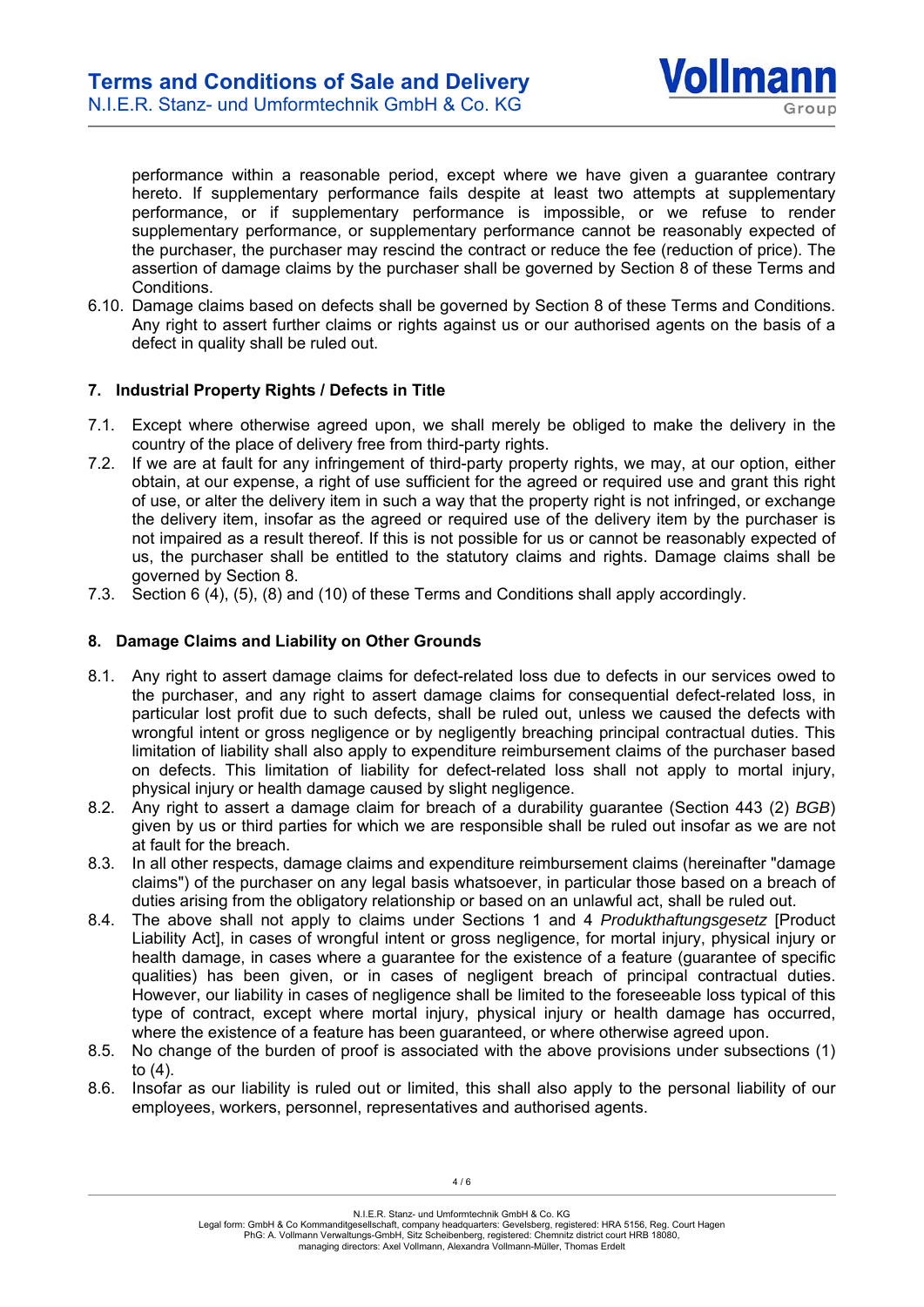performance within a reasonable period, except where we have given a guarantee contrary hereto. If supplementary performance fails despite at least two attempts at supplementary performance, or if supplementary performance is impossible, or we refuse to render supplementary performance, or supplementary performance cannot be reasonably expected of the purchaser, the purchaser may rescind the contract or reduce the fee (reduction of price). The assertion of damage claims by the purchaser shall be governed by Section 8 of these Terms and Conditions.

6.10. Damage claims based on defects shall be governed by Section 8 of these Terms and Conditions. Any right to assert further claims or rights against us or our authorised agents on the basis of a defect in quality shall be ruled out.

## 7. Industrial Property Rights / Defects in Title

7.1. Except where otherwise agreed upon, we shall merely be obliged to make the delivery in the country of the place of delivery free from third-party rights.

7.2. If we are at fault for any infringement of third-party property rights, we may, at our option, either obtain, at our expense, a right of use sufficient for the agreed or required use and grant this right of use, or alter the delivery item in such a way that the property right is not infringed, or exchange the delivery item, insofar as the agreed or required use of the delivery item by the purchaser is not impaired as a result thereof. If this is not possible for us or cannot be reasonably expected of us, the purchaser shall be entitled to the statutory claims and rights. Damage claims shall be governed by Section 8.

7.3. Section 6 (4), (5), (8) and (10) of these Terms and Conditions shall apply accordingly.

## 8. Damage Claims and Liability on Other Grounds

8.1. Any right to assert damage claims for defect-related loss due to defects in our services owed to the purchaser, and any right to assert damage claims for consequential defect-related loss, in particular lost profit due to such defects, shall be ruled out, unless we caused the defects with wrongful intent or gross negligence or by negligently breaching principal contractual duties. This limitation of liability shall also apply to expenditure reimbursement claims of the purchaser based on defects. This limitation of liability for defect-related loss shall not apply to mortal injury, physical injury or health damage caused by slight negligence.

8.2. Any right to assert a damage claim for breach of a durability guarantee (Section 443 (2) *BGB*) given by us or third parties for which we are responsible shall be ruled out insofar as we are not at fault for the breach.

8.3. In all other respects, damage claims and expenditure reimbursement claims (hereinafter "damage claims") of the purchaser on any legal basis whatsoever, in particular those based on a breach of duties arising from the obligatory relationship or based on an unlawful act, shall be ruled out.

8.4. The above shall not apply to claims under Sections 1 and 4 *Produkthaftungsgesetz* [Product Liability Act], in cases of wrongful intent or gross negligence, for mortal injury, physical injury or health damage, in cases where a guarantee for the existence of a feature (guarantee of specific qualities) has been given, or in cases of negligent breach of principal contractual duties. However, our liability in cases of negligence shall be limited to the foreseeable loss typical of this type of contract, except where mortal injury, physical injury or health damage has occurred, where the existence of a feature has been guaranteed, or where otherwise agreed upon.

8.5. No change of the burden of proof is associated with the above provisions under subsections (1) to (4).

8.6. Insofar as our liability is ruled out or limited, this shall also apply to the personal liability of our employees, workers, personnel, representatives and authorised agents.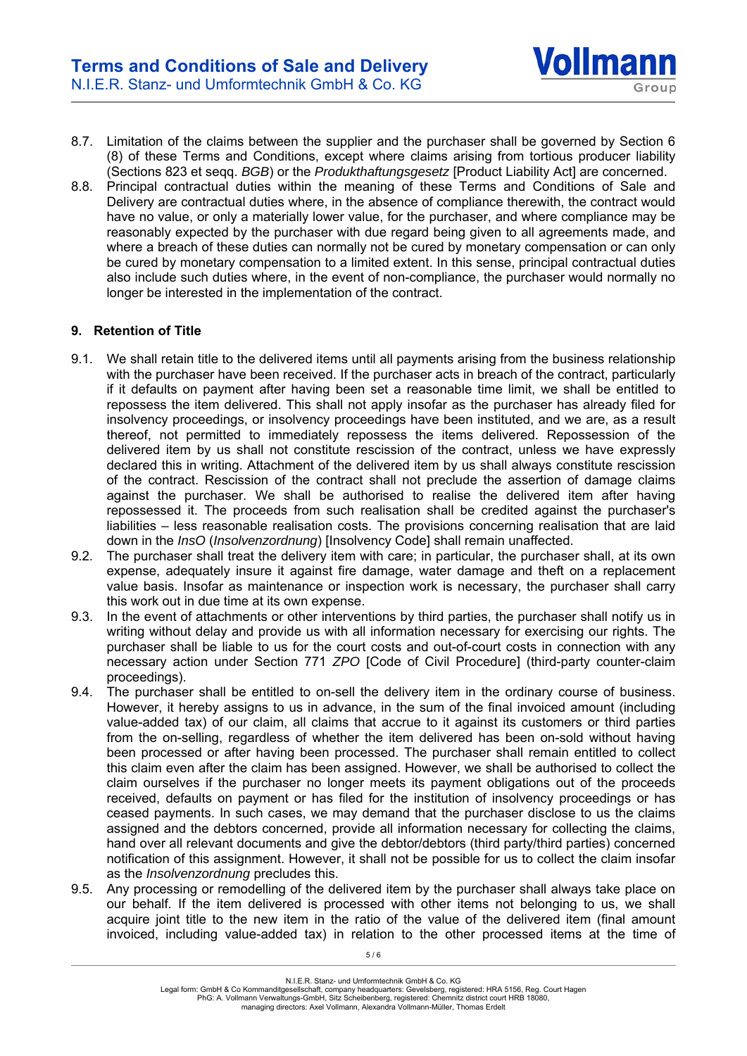8.7. Limitation of the claims between the supplier and the purchaser shall be governed by Section 6 (8) of these Terms and Conditions, except where claims arising from tortious producer liability (Sections 823 et seqq. *BGB*) or the *Produkthaftungsgesetz* [Product Liability Act] are concerned.

8.8. Principal contractual duties within the meaning of these Terms and Conditions of Sale and Delivery are contractual duties where, in the absence of compliance therewith, the contract would have no value, or only a materially lower value, for the purchaser, and where compliance may be reasonably expected by the purchaser with due regard being given to all agreements made, and where a breach of these duties can normally not be cured by monetary compensation or can only be cured by monetary compensation to a limited extent. In this sense, principal contractual duties also include such duties where, in the event of non-compliance, the purchaser would normally no longer be interested in the implementation of the contract.

## 9. Retention of Title

9.1. We shall retain title to the delivered items until all payments arising from the business relationship with the purchaser have been received. If the purchaser acts in breach of the contract, particularly if it defaults on payment after having been set a reasonable time limit, we shall be entitled to repossess the item delivered. This shall not apply insofar as the purchaser has already filed for insolvency proceedings, or insolvency proceedings have been instituted, and we are, as a result thereof, not permitted to immediately repossess the items delivered. Repossession of the delivered item by us shall not constitute rescission of the contract, unless we have expressly declared this in writing. Attachment of the delivered item by us shall always constitute rescission of the contract. Rescission of the contract shall not preclude the assertion of damage claims against the purchaser. We shall be authorised to realise the delivered item after having repossessed it. The proceeds from such realisation shall be credited against the purchaser's liabilities – less reasonable realisation costs. The provisions concerning realisation that are laid down in the *InsO* (*Insolvenzordnung*) [Insolvency Code] shall remain unaffected.

9.2. The purchaser shall treat the delivery item with care; in particular, the purchaser shall, at its own expense, adequately insure it against fire damage, water damage and theft on a replacement value basis. Insofar as maintenance or inspection work is necessary, the purchaser shall carry this work out in due time at its own expense.

9.3. In the event of attachments or other interventions by third parties, the purchaser shall notify us in writing without delay and provide us with all information necessary for exercising our rights. The purchaser shall be liable to us for the court costs and out-of-court costs in connection with any necessary action under Section 771 *ZPO* [Code of Civil Procedure] (third-party counter-claim proceedings).

9.4. The purchaser shall be entitled to on-sell the delivery item in the ordinary course of business. However, it hereby assigns to us in advance, in the sum of the final invoiced amount (including value-added tax) of our claim, all claims that accrue to it against its customers or third parties from the on-selling, regardless of whether the item delivered has been on-sold without having been processed or after having been processed. The purchaser shall remain entitled to collect this claim even after the claim has been assigned. However, we shall be authorised to collect the claim ourselves if the purchaser no longer meets its payment obligations out of the proceeds received, defaults on payment or has filed for the institution of insolvency proceedings or has ceased payments. In such cases, we may demand that the purchaser disclose to us the claims assigned and the debtors concerned, provide all information necessary for collecting the claims, hand over all relevant documents and give the debtor/debtors (third party/third parties) concerned notification of this assignment. However, it shall not be possible for us to collect the claim insofar as the *Insolvenzordnung* precludes this.

9.5. Any processing or remodelling of the delivered item by the purchaser shall always take place on our behalf. If the item delivered is processed with other items not belonging to us, we shall acquire joint title to the new item in the ratio of the value of the delivered item (final amount invoiced, including value-added tax) in relation to the other processed items at the time of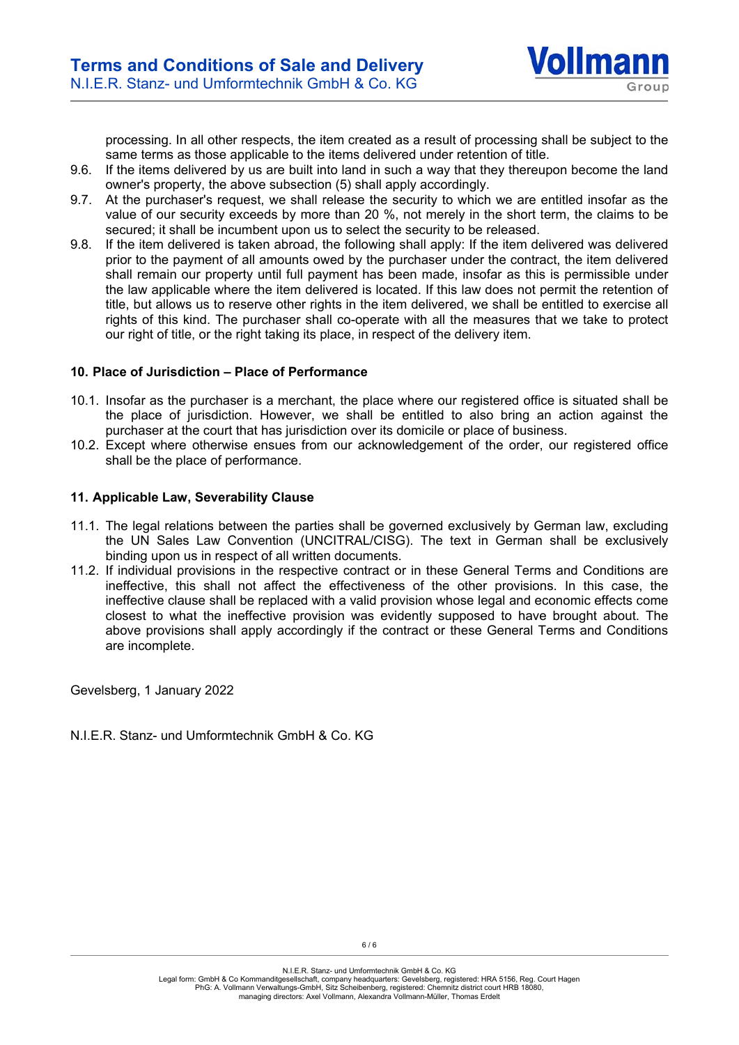processing. In all other respects, the item created as a result of processing shall be subject to the same terms as those applicable to the items delivered under retention of title.

9.6. If the items delivered by us are built into land in such a way that they thereupon become the land owner's property, the above subsection (5) shall apply accordingly.

9.7. At the purchaser's request, we shall release the security to which we are entitled insofar as the value of our security exceeds by more than 20 %, not merely in the short term, the claims to be secured; it shall be incumbent upon us to select the security to be released.

9.8. If the item delivered is taken abroad, the following shall apply: If the item delivered was delivered prior to the payment of all amounts owed by the purchaser under the contract, the item delivered shall remain our property until full payment has been made, insofar as this is permissible under the law applicable where the item delivered is located. If this law does not permit the retention of title, but allows us to reserve other rights in the item delivered, we shall be entitled to exercise all rights of this kind. The purchaser shall co-operate with all the measures that we take to protect our right of title, or the right taking its place, in respect of the delivery item.

**10. Place of Jurisdiction – Place of Performance**

10.1. Insofar as the purchaser is a merchant, the place where our registered office is situated shall be the place of jurisdiction. However, we shall be entitled to also bring an action against the purchaser at the court that has jurisdiction over its domicile or place of business.

10.2. Except where otherwise ensues from our acknowledgement of the order, our registered office shall be the place of performance.

**11. Applicable Law, Severability Clause**

11.1. The legal relations between the parties shall be governed exclusively by German law, excluding the UN Sales Law Convention (UNCITRAL/CISG). The text in German shall be exclusively binding upon us in respect of all written documents.

11.2. If individual provisions in the respective contract or in these General Terms and Conditions are ineffective, this shall not affect the effectiveness of the other provisions. In this case, the ineffective clause shall be replaced with a valid provision whose legal and economic effects come closest to what the ineffective provision was evidently supposed to have brought about. The above provisions shall apply accordingly if the contract or these General Terms and Conditions are incomplete.

Gevelsberg, 1 January 2022

N.I.E.R. Stanz- und Umformtechnik GmbH & Co. KG